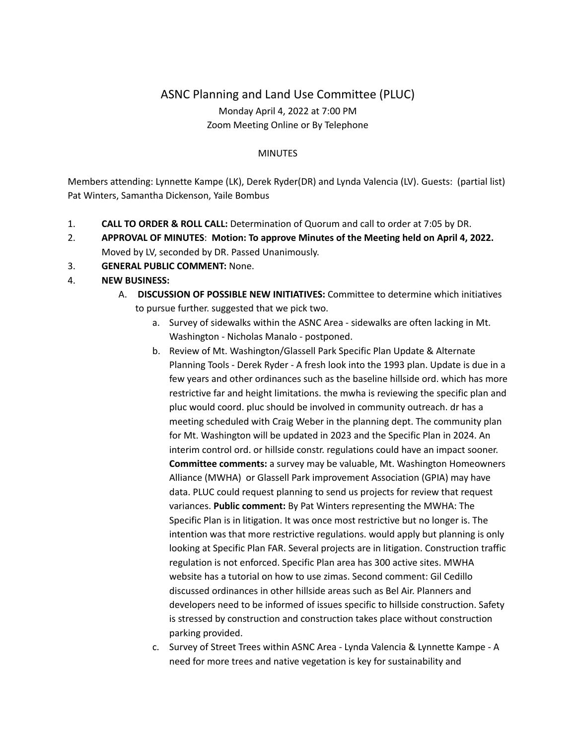# ASNC Planning and Land Use Committee (PLUC)

Monday April 4, 2022 at 7:00 PM

Zoom Meeting Online or By Telephone

MINUTES

Members attending: Lynnette Kampe (LK), Derek Ryder(DR) and Lynda Valencia (LV). Guests: (partial list) Pat Winters, Samantha Dickenson, Yaile Bombus

1. **CALL TO ORDER & ROLL CALL:** Determination of Quorum and call to order at 7:05 by DR.
2. **APPROVAL OF MINUTES**: **Motion: To approve Minutes of the Meeting held on April 4, 2022.** Moved by LV, seconded by DR. Passed Unanimously.
3. **GENERAL PUBLIC COMMENT:** None.
4. **NEW BUSINESS:**
   - A. **DISCUSSION OF POSSIBLE NEW INITIATIVES:** Committee to determine which initiatives to pursue further. suggested that we pick two.
     - a. Survey of sidewalks within the ASNC Area - sidewalks are often lacking in Mt. Washington - Nicholas Manalo - postponed.
     - b. Review of Mt. Washington/Glassell Park Specific Plan Update & Alternate Planning Tools - Derek Ryder - A fresh look into the 1993 plan. Update is due in a few years and other ordinances such as the baseline hillside ord. which has more restrictive far and height limitations. the mwha is reviewing the specific plan and pluc would coord. pluc should be involved in community outreach. dr has a meeting scheduled with Craig Weber in the planning dept. The community plan for Mt. Washington will be updated in 2023 and the Specific Plan in 2024. An interim control ord. or hillside constr. regulations could have an impact sooner. **Committee comments:** a survey may be valuable, Mt. Washington Homeowners Alliance (MWHA) or Glassell Park improvement Association (GPIA) may have data. PLUC could request planning to send us projects for review that request variances. **Public comment:** By Pat Winters representing the MWHA: The Specific Plan is in litigation. It was once most restrictive but no longer is. The intention was that more restrictive regulations. would apply but planning is only looking at Specific Plan FAR. Several projects are in litigation. Construction traffic regulation is not enforced. Specific Plan area has 300 active sites. MWHA website has a tutorial on how to use zimas. Second comment: Gil Cedillo discussed ordinances in other hillside areas such as Bel Air. Planners and developers need to be informed of issues specific to hillside construction. Safety is stressed by construction and construction takes place without construction parking provided.
     - c. Survey of Street Trees within ASNC Area - Lynda Valencia & Lynnette Kampe - A need for more trees and native vegetation is key for sustainability and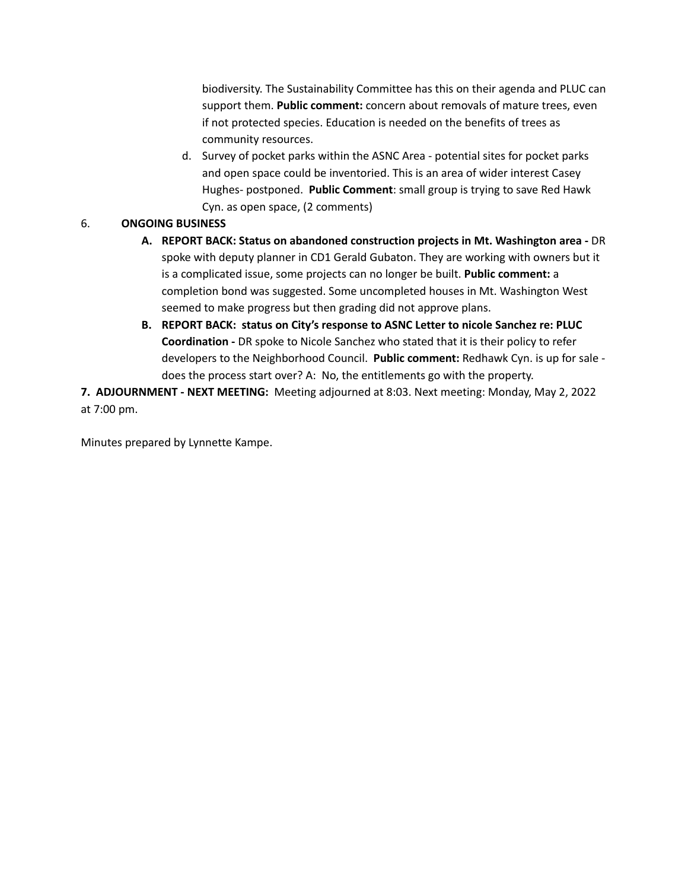biodiversity. The Sustainability Committee has this on their agenda and PLUC can support them. **Public comment:** concern about removals of mature trees, even if not protected species. Education is needed on the benefits of trees as community resources.

d. Survey of pocket parks within the ASNC Area - potential sites for pocket parks and open space could be inventoried. This is an area of wider interest Casey Hughes- postponed. **Public Comment**: small group is trying to save Red Hawk Cyn. as open space, (2 comments)

6. **ONGOING BUSINESS**

   **A. REPORT BACK: Status on abandoned construction projects in Mt. Washington area -** DR spoke with deputy planner in CD1 Gerald Gubaton. They are working with owners but it is a complicated issue, some projects can no longer be built. **Public comment:** a completion bond was suggested. Some uncompleted houses in Mt. Washington West seemed to make progress but then grading did not approve plans.

   **B. REPORT BACK: status on City's response to ASNC Letter to nicole Sanchez re: PLUC Coordination -** DR spoke to Nicole Sanchez who stated that it is their policy to refer developers to the Neighborhood Council. **Public comment:** Redhawk Cyn. is up for sale - does the process start over? A: No, the entitlements go with the property.

**7. ADJOURNMENT - NEXT MEETING:** Meeting adjourned at 8:03. Next meeting: Monday, May 2, 2022 at 7:00 pm.

Minutes prepared by Lynnette Kampe.